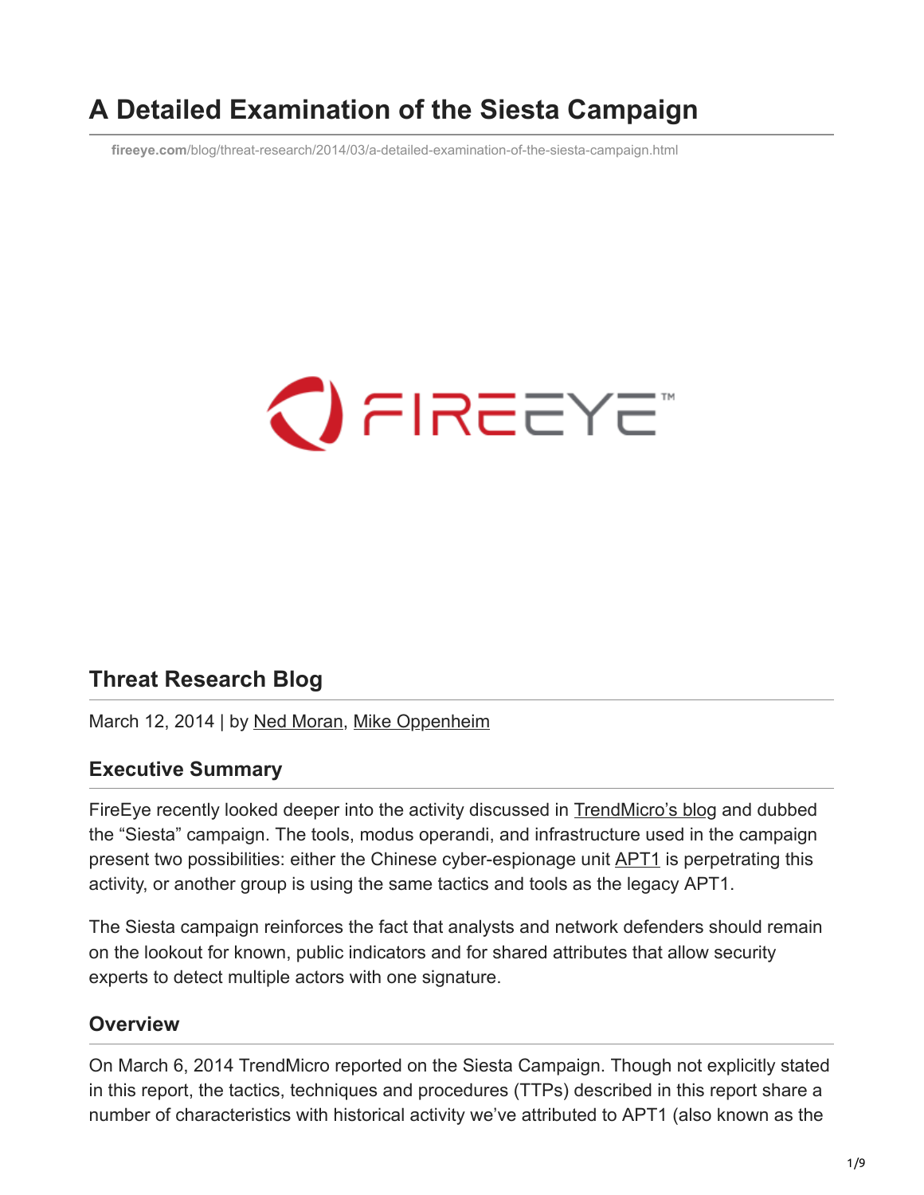# A Detailed Examination of the Siesta Campaign

**fireeye.com**/blog/threat-research/2014/03/a-detailed-examination-of-the-siesta-campaign.html

## Threat Research Blog

March 12, 2014 | by Ned Moran, Mike Oppenheim

### Executive Summary

FireEye recently looked deeper into the activity discussed in TrendMicro's blog and dubbed the "Siesta" campaign. The tools, modus operandi, and infrastructure used in the campaign present two possibilities: either the Chinese cyber-espionage unit APT1 is perpetrating this activity, or another group is using the same tactics and tools as the legacy APT1.

The Siesta campaign reinforces the fact that analysts and network defenders should remain on the lookout for known, public indicators and for shared attributes that allow security experts to detect multiple actors with one signature.

### Overview

On March 6, 2014 TrendMicro reported on the Siesta Campaign. Though not explicitly stated in this report, the tactics, techniques and procedures (TTPs) described in this report share a number of characteristics with historical activity we've attributed to APT1 (also known as the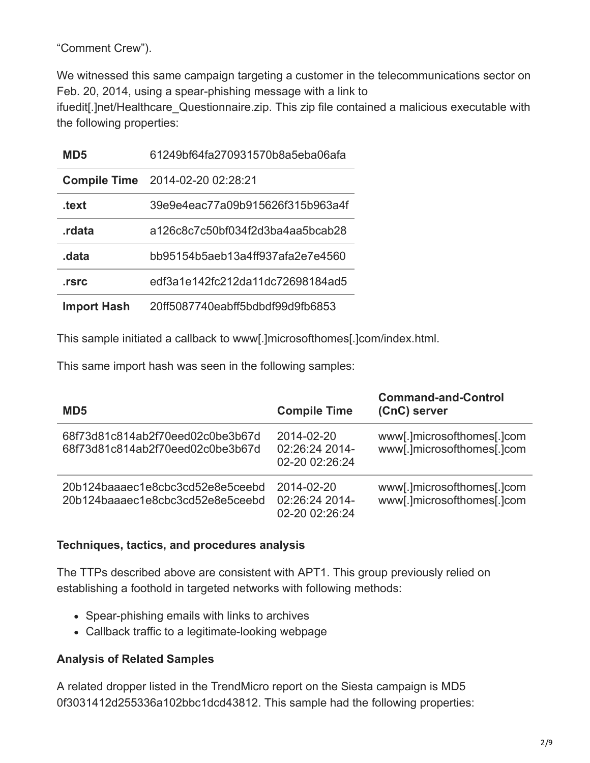“Comment Crew”).

We witnessed this same campaign targeting a customer in the telecommunications sector on Feb. 20, 2014, using a spear-phishing message with a link to ifuedit[.]net/Healthcare_Questionnaire.zip. This zip file contained a malicious executable with the following properties:

| | |
|---|---|
| **MD5** | 61249bf64fa270931570b8a5eba06afa |
| **Compile Time** | 2014-02-20 02:28:21 |
| **.text** | 39e9e4eac77a09b915626f315b963a4f |
| **.rdata** | a126c8c7c50bf034f2d3ba4aa5bcab28 |
| **.data** | bb95154b5aeb13a4ff937afa2e7e4560 |
| **.rsrc** | edf3a1e142fc212da11dc72698184ad5 |
| **Import Hash** | 20ff5087740eabff5bdbdf99d9fb6853 |

This sample initiated a callback to www[.]microsofthomes[.]com/index.html.

This same import hash was seen in the following samples:

| MD5 | Compile Time | Command-and-Control (CnC) server |
|---|---|---|
| 68f73d81c814ab2f70eed02c0be3b67d 68f73d81c814ab2f70eed02c0be3b67d | 2014-02-20 02:26:24 2014-02-20 02:26:24 | www[.]microsofthomes[.]com www[.]microsofthomes[.]com |
| 20b124baaaec1e8cbc3cd52e8e5ceebd 20b124baaaec1e8cbc3cd52e8e5ceebd | 2014-02-20 02:26:24 2014-02-20 02:26:24 | www[.]microsofthomes[.]com www[.]microsofthomes[.]com |

**Techniques, tactics, and procedures analysis**

The TTPs described above are consistent with APT1. This group previously relied on establishing a foothold in targeted networks with following methods:

- Spear-phishing emails with links to archives
- Callback traffic to a legitimate-looking webpage

**Analysis of Related Samples**

A related dropper listed in the TrendMicro report on the Siesta campaign is MD5 0f3031412d255336a102bbc1dcd43812. This sample had the following properties: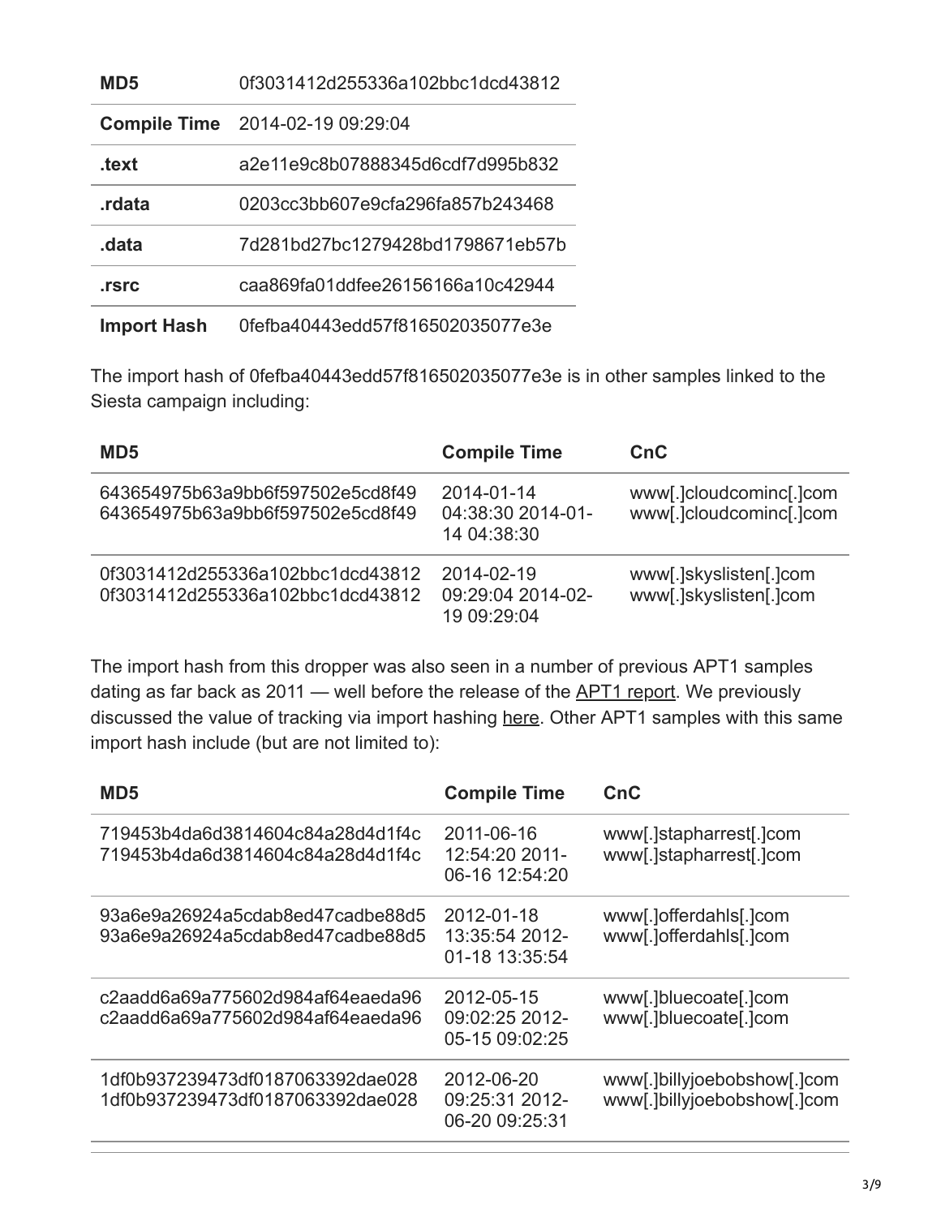| MD5 | 0f3031412d255336a102bbc1dcd43812 |
|---|---|
| **Compile Time** | 2014-02-19 09:29:04 |
| **.text** | a2e11e9c8b07888345d6cdf7d995b832 |
| **.rdata** | 0203cc3bb607e9cfa296fa857b243468 |
| **.data** | 7d281bd27bc1279428bd1798671eb57b |
| **.rsrc** | caa869fa01ddfee26156166a10c42944 |
| **Import Hash** | 0fefba40443edd57f816502035077e3e |

The import hash of 0fefba40443edd57f816502035077e3e is in other samples linked to the Siesta campaign including:

| MD5 | Compile Time | CnC |
|---|---|---|
| 643654975b63a9bb6f597502e5cd8f49 643654975b63a9bb6f597502e5cd8f49 | 2014-01-14 04:38:30 2014-01-14 04:38:30 | www[.]cloudcominc[.]com www[.]cloudcominc[.]com |
| 0f3031412d255336a102bbc1dcd43812 0f3031412d255336a102bbc1dcd43812 | 2014-02-19 09:29:04 2014-02-19 09:29:04 | www[.]skyslisten[.]com www[.]skyslisten[.]com |

The import hash from this dropper was also seen in a number of previous APT1 samples dating as far back as 2011 — well before the release of the APT1 report. We previously discussed the value of tracking via import hashing here. Other APT1 samples with this same import hash include (but are not limited to):

| MD5 | Compile Time | CnC |
|---|---|---|
| 719453b4da6d3814604c84a28d4d1f4c 719453b4da6d3814604c84a28d4d1f4c | 2011-06-16 12:54:20 2011-06-16 12:54:20 | www[.]stapharrest[.]com www[.]stapharrest[.]com |
| 93a6e9a26924a5cdab8ed47cadbe88d5 93a6e9a26924a5cdab8ed47cadbe88d5 | 2012-01-18 13:35:54 2012-01-18 13:35:54 | www[.]offerdahls[.]com www[.]offerdahls[.]com |
| c2aadd6a69a775602d984af64eaeda96 c2aadd6a69a775602d984af64eaeda96 | 2012-05-15 09:02:25 2012-05-15 09:02:25 | www[.]bluecoate[.]com www[.]bluecoate[.]com |
| 1df0b937239473df0187063392dae028 1df0b937239473df0187063392dae028 | 2012-06-20 09:25:31 2012-06-20 09:25:31 | www[.]billyjoebobshow[.]com www[.]billyjoebobshow[.]com |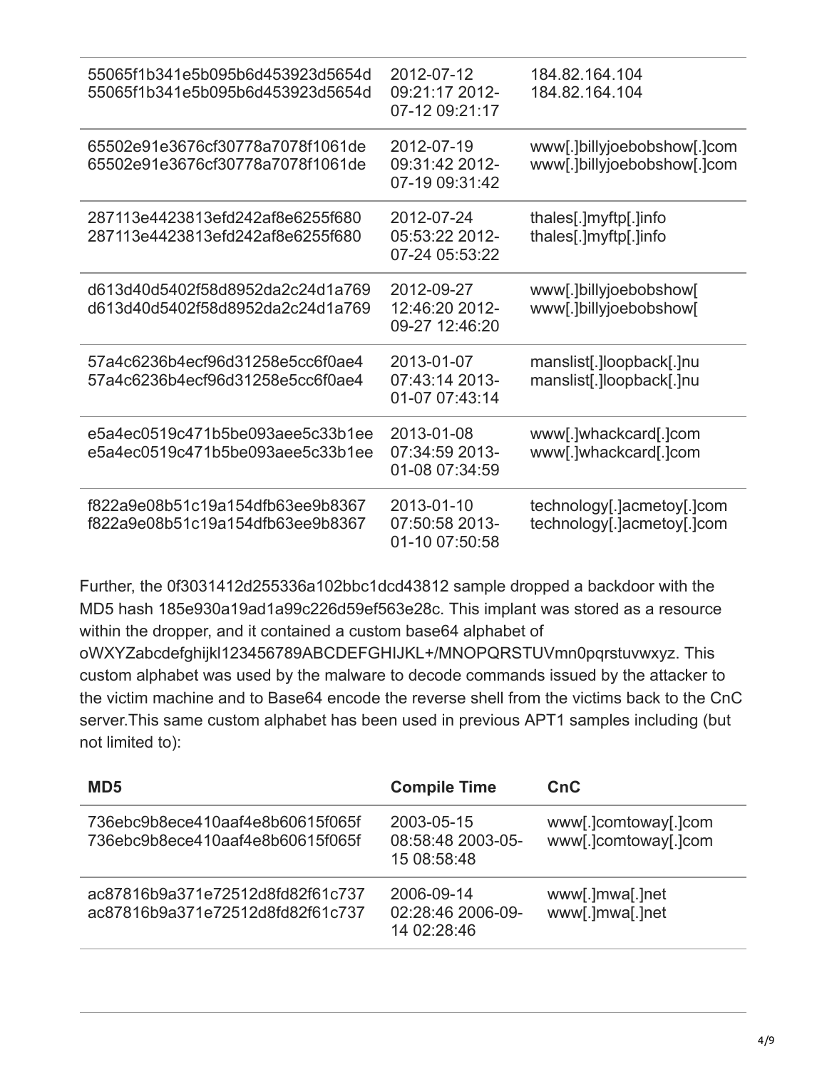| | | |
|---|---|---|
| 55065f1b341e5b095b6d453923d5654d 55065f1b341e5b095b6d453923d5654d | 2012-07-12 09:21:17 2012-07-12 09:21:17 | 184.82.164.104 184.82.164.104 |
| 65502e91e3676cf30778a7078f1061de 65502e91e3676cf30778a7078f1061de | 2012-07-19 09:31:42 2012-07-19 09:31:42 | www[.]billyjoebobshow[.]com www[.]billyjoebobshow[.]com |
| 287113e4423813efd242af8e6255f680 287113e4423813efd242af8e6255f680 | 2012-07-24 05:53:22 2012-07-24 05:53:22 | thales[.]myftp[.]info thales[.]myftp[.]info |
| d613d40d5402f58d8952da2c24d1a769 d613d40d5402f58d8952da2c24d1a769 | 2012-09-27 12:46:20 2012-09-27 12:46:20 | www[.]billyjoebobshow[ www[.]billyjoebobshow[ |
| 57a4c6236b4ecf96d31258e5cc6f0ae4 57a4c6236b4ecf96d31258e5cc6f0ae4 | 2013-01-07 07:43:14 2013-01-07 07:43:14 | manslist[.]loopback[.]nu manslist[.]loopback[.]nu |
| e5a4ec0519c471b5be093aee5c33b1ee e5a4ec0519c471b5be093aee5c33b1ee | 2013-01-08 07:34:59 2013-01-08 07:34:59 | www[.]whackcard[.]com www[.]whackcard[.]com |
| f822a9e08b51c19a154dfb63ee9b8367 f822a9e08b51c19a154dfb63ee9b8367 | 2013-01-10 07:50:58 2013-01-10 07:50:58 | technology[.]acmetoy[.]com technology[.]acmetoy[.]com |

Further, the 0f3031412d255336a102bbc1dcd43812 sample dropped a backdoor with the MD5 hash 185e930a19ad1a99c226d59ef563e28c. This implant was stored as a resource within the dropper, and it contained a custom base64 alphabet of oWXYZabcdefghijkl123456789ABCDEFGHIJKL+/MNOPQRSTUVmn0pqrstuvwxyz. This custom alphabet was used by the malware to decode commands issued by the attacker to the victim machine and to Base64 encode the reverse shell from the victims back to the CnC server.This same custom alphabet has been used in previous APT1 samples including (but not limited to):

| MD5 | Compile Time | CnC |
|---|---|---|
| 736ebc9b8ece410aaf4e8b60615f065f 736ebc9b8ece410aaf4e8b60615f065f | 2003-05-15 08:58:48 2003-05-15 08:58:48 | www[.]comtoway[.]com www[.]comtoway[.]com |
| ac87816b9a371e72512d8fd82f61c737 ac87816b9a371e72512d8fd82f61c737 | 2006-09-14 02:28:46 2006-09-14 02:28:46 | www[.]mwa[.]net www[.]mwa[.]net |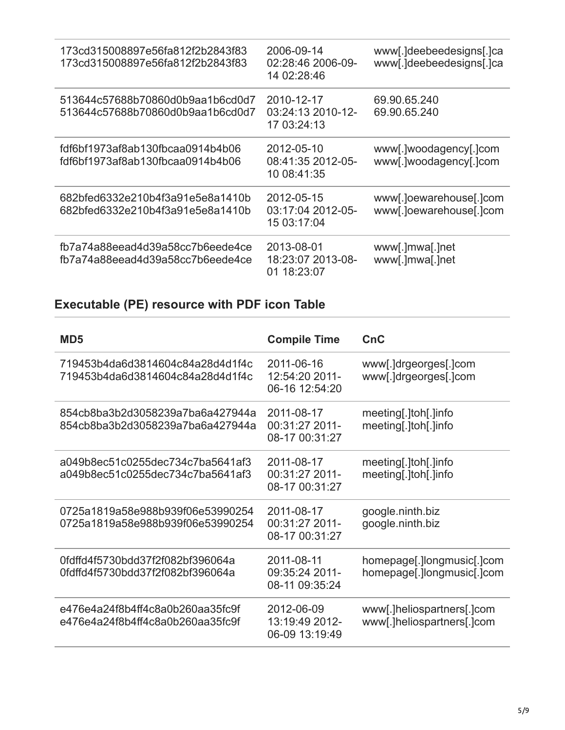| | | |
|---|---|---|
| 173cd315008897e56fa812f2b2843f83 173cd315008897e56fa812f2b2843f83 | 2006-09-14 02:28:46 2006-09-14 02:28:46 | www[.]deebeedesigns[.]ca www[.]deebeedesigns[.]ca |
| 513644c57688b70860d0b9aa1b6cd0d7 513644c57688b70860d0b9aa1b6cd0d7 | 2010-12-17 03:24:13 2010-12-17 03:24:13 | 69.90.65.240 69.90.65.240 |
| fdf6bf1973af8ab130fbcaa0914b4b06 fdf6bf1973af8ab130fbcaa0914b4b06 | 2012-05-10 08:41:35 2012-05-10 08:41:35 | www[.]woodagency[.]com www[.]woodagency[.]com |
| 682bfed6332e210b4f3a91e5e8a1410b 682bfed6332e210b4f3a91e5e8a1410b | 2012-05-15 03:17:04 2012-05-15 03:17:04 | www[.]oewarehouse[.]com www[.]oewarehouse[.]com |
| fb7a74a88eead4d39a58cc7b6eede4ce fb7a74a88eead4d39a58cc7b6eede4ce | 2013-08-01 18:23:07 2013-08-01 18:23:07 | www[.]mwa[.]net www[.]mwa[.]net |

## Executable (PE) resource with PDF icon Table

| MD5 | Compile Time | CnC |
|---|---|---|
| 719453b4da6d3814604c84a28d4d1f4c 719453b4da6d3814604c84a28d4d1f4c | 2011-06-16 12:54:20 2011-06-16 12:54:20 | www[.]drgeorges[.]com www[.]drgeorges[.]com |
| 854cb8ba3b2d3058239a7ba6a427944a 854cb8ba3b2d3058239a7ba6a427944a | 2011-08-17 00:31:27 2011-08-17 00:31:27 | meeting[.]toh[.]info meeting[.]toh[.]info |
| a049b8ec51c0255dec734c7ba5641af3 a049b8ec51c0255dec734c7ba5641af3 | 2011-08-17 00:31:27 2011-08-17 00:31:27 | meeting[.]toh[.]info meeting[.]toh[.]info |
| 0725a1819a58e988b939f06e53990254 0725a1819a58e988b939f06e53990254 | 2011-08-17 00:31:27 2011-08-17 00:31:27 | google.ninth.biz google.ninth.biz |
| 0fdffd4f5730bdd37f2f082bf396064a 0fdffd4f5730bdd37f2f082bf396064a | 2011-08-11 09:35:24 2011-08-11 09:35:24 | homepage[.]longmusic[.]com homepage[.]longmusic[.]com |
| e476e4a24f8b4ff4c8a0b260aa35fc9f e476e4a24f8b4ff4c8a0b260aa35fc9f | 2012-06-09 13:19:49 2012-06-09 13:19:49 | www[.]heliospartners[.]com www[.]heliospartners[.]com |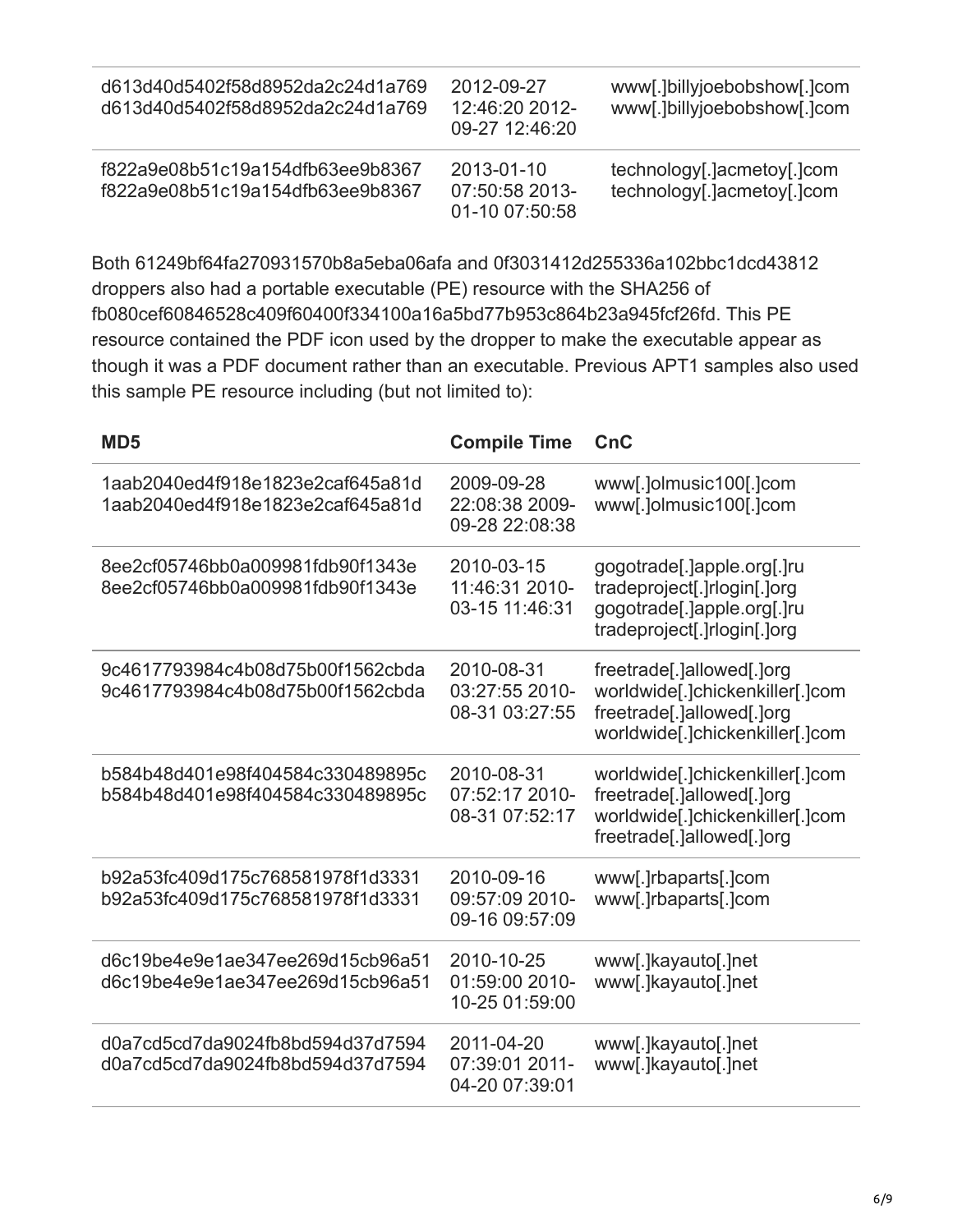| | | |
|---|---|---|
| d613d40d5402f58d8952da2c24d1a769 d613d40d5402f58d8952da2c24d1a769 | 2012-09-27 12:46:20 2012-09-27 12:46:20 | www[.]billyjoebobshow[.]com www[.]billyjoebobshow[.]com |
| f822a9e08b51c19a154dfb63ee9b8367 f822a9e08b51c19a154dfb63ee9b8367 | 2013-01-10 07:50:58 2013-01-10 07:50:58 | technology[.]acmetoy[.]com technology[.]acmetoy[.]com |

Both 61249bf64fa270931570b8a5eba06afa and 0f3031412d255336a102bbc1dcd43812 droppers also had a portable executable (PE) resource with the SHA256 of fb080cef60846528c409f60400f334100a16a5bd77b953c864b23a945fcf26fd. This PE resource contained the PDF icon used by the dropper to make the executable appear as though it was a PDF document rather than an executable. Previous APT1 samples also used this sample PE resource including (but not limited to):

| MD5 | Compile Time | CnC |
|---|---|---|
| 1aab2040ed4f918e1823e2caf645a81d 1aab2040ed4f918e1823e2caf645a81d | 2009-09-28 22:08:38 2009-09-28 22:08:38 | www[.]olmusic100[.]com www[.]olmusic100[.]com |
| 8ee2cf05746bb0a009981fdb90f1343e 8ee2cf05746bb0a009981fdb90f1343e | 2010-03-15 11:46:31 2010-03-15 11:46:31 | gogotrade[.]apple.org[.]ru tradeproject[.]rlogin[.]org gogotrade[.]apple.org[.]ru tradeproject[.]rlogin[.]org |
| 9c4617793984c4b08d75b00f1562cbda 9c4617793984c4b08d75b00f1562cbda | 2010-08-31 03:27:55 2010-08-31 03:27:55 | freetrade[.]allowed[.]org worldwide[.]chickenkiller[.]com freetrade[.]allowed[.]org worldwide[.]chickenkiller[.]com |
| b584b48d401e98f404584c330489895c b584b48d401e98f404584c330489895c | 2010-08-31 07:52:17 2010-08-31 07:52:17 | worldwide[.]chickenkiller[.]com freetrade[.]allowed[.]org worldwide[.]chickenkiller[.]com freetrade[.]allowed[.]org |
| b92a53fc409d175c768581978f1d3331 b92a53fc409d175c768581978f1d3331 | 2010-09-16 09:57:09 2010-09-16 09:57:09 | www[.]rbaparts[.]com www[.]rbaparts[.]com |
| d6c19be4e9e1ae347ee269d15cb96a51 d6c19be4e9e1ae347ee269d15cb96a51 | 2010-10-25 01:59:00 2010-10-25 01:59:00 | www[.]kayauto[.]net www[.]kayauto[.]net |
| d0a7cd5cd7da9024fb8bd594d37d7594 d0a7cd5cd7da9024fb8bd594d37d7594 | 2011-04-20 07:39:01 2011-04-20 07:39:01 | www[.]kayauto[.]net www[.]kayauto[.]net |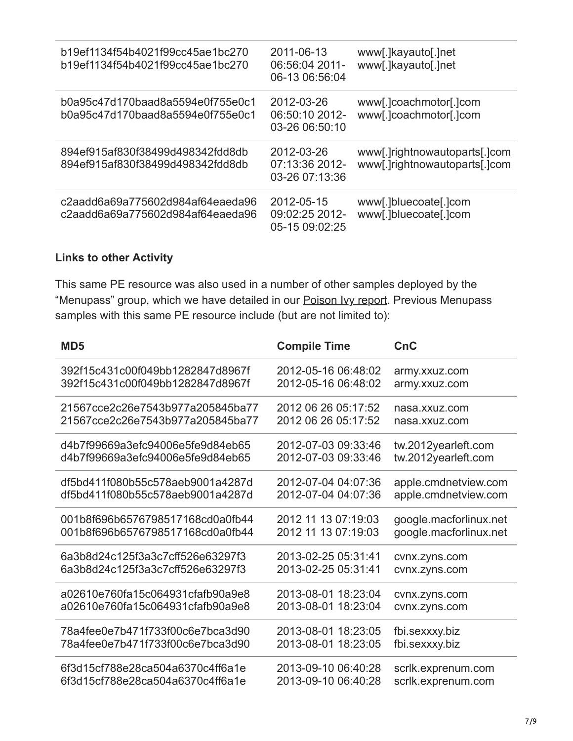| | | |
|---|---|---|
| b19ef1134f54b4021f99cc45ae1bc270 b19ef1134f54b4021f99cc45ae1bc270 | 2011-06-13 06:56:04 2011-06-13 06:56:04 | www[.]kayauto[.]net www[.]kayauto[.]net |
| b0a95c47d170baad8a5594e0f755e0c1 b0a95c47d170baad8a5594e0f755e0c1 | 2012-03-26 06:50:10 2012-03-26 06:50:10 | www[.]coachmotor[.]com www[.]coachmotor[.]com |
| 894ef915af830f38499d498342fdd8db 894ef915af830f38499d498342fdd8db | 2012-03-26 07:13:36 2012-03-26 07:13:36 | www[.]rightnowautoparts[.]com www[.]rightnowautoparts[.]com |
| c2aadd6a69a775602d984af64eaeda96 c2aadd6a69a775602d984af64eaeda96 | 2012-05-15 09:02:25 2012-05-15 09:02:25 | www[.]bluecoate[.]com www[.]bluecoate[.]com |

**Links to other Activity**

This same PE resource was also used in a number of other samples deployed by the "Menupass" group, which we have detailed in our Poison Ivy report. Previous Menupass samples with this same PE resource include (but are not limited to):

| MD5 | Compile Time | CnC |
|---|---|---|
| 392f15c431c00f049bb1282847d8967f 392f15c431c00f049bb1282847d8967f | 2012-05-16 06:48:02 2012-05-16 06:48:02 | army.xxuz.com army.xxuz.com |
| 21567cce2c26e7543b977a205845ba77 21567cce2c26e7543b977a205845ba77 | 2012 06 26 05:17:52 2012 06 26 05:17:52 | nasa.xxuz.com nasa.xxuz.com |
| d4b7f99669a3efc94006e5fe9d84eb65 d4b7f99669a3efc94006e5fe9d84eb65 | 2012-07-03 09:33:46 2012-07-03 09:33:46 | tw.2012yearleft.com tw.2012yearleft.com |
| df5bd411f080b55c578aeb9001a4287d df5bd411f080b55c578aeb9001a4287d | 2012-07-04 04:07:36 2012-07-04 04:07:36 | apple.cmdnetview.com apple.cmdnetview.com |
| 001b8f696b6576798517168cd0a0fb44 001b8f696b6576798517168cd0a0fb44 | 2012 11 13 07:19:03 2012 11 13 07:19:03 | google.macforlinux.net google.macforlinux.net |
| 6a3b8d24c125f3a3c7cff526e63297f3 6a3b8d24c125f3a3c7cff526e63297f3 | 2013-02-25 05:31:41 2013-02-25 05:31:41 | cvnx.zyns.com cvnx.zyns.com |
| a02610e760fa15c064931cfafb90a9e8 a02610e760fa15c064931cfafb90a9e8 | 2013-08-01 18:23:04 2013-08-01 18:23:04 | cvnx.zyns.com cvnx.zyns.com |
| 78a4fee0e7b471f733f00c6e7bca3d90 78a4fee0e7b471f733f00c6e7bca3d90 | 2013-08-01 18:23:05 2013-08-01 18:23:05 | fbi.sexxxy.biz fbi.sexxxy.biz |
| 6f3d15cf788e28ca504a6370c4ff6a1e 6f3d15cf788e28ca504a6370c4ff6a1e | 2013-09-10 06:40:28 2013-09-10 06:40:28 | scrlk.exprenum.com scrlk.exprenum.com |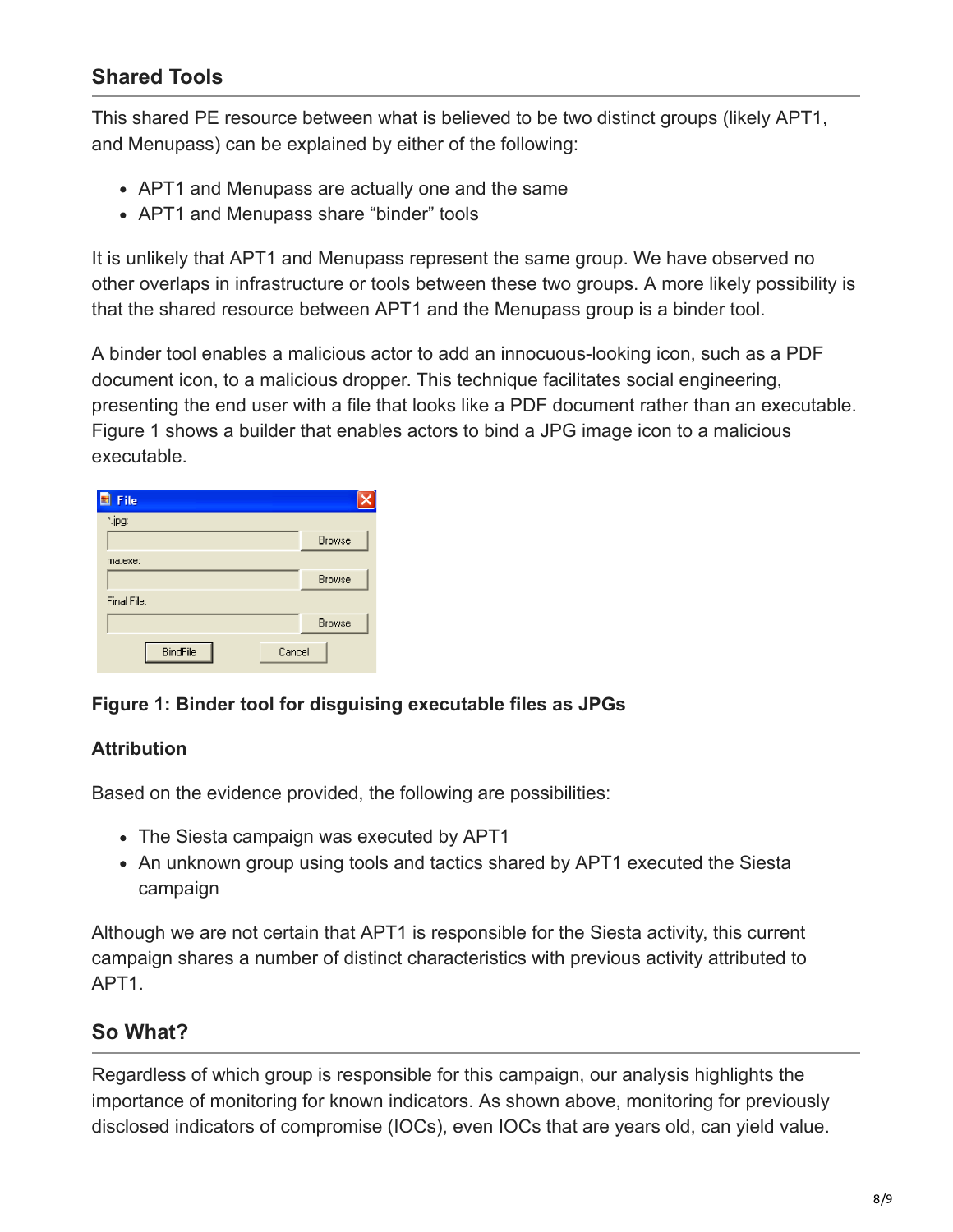## Shared Tools

This shared PE resource between what is believed to be two distinct groups (likely APT1, and Menupass) can be explained by either of the following:

- APT1 and Menupass are actually one and the same
- APT1 and Menupass share “binder” tools

It is unlikely that APT1 and Menupass represent the same group. We have observed no other overlaps in infrastructure or tools between these two groups. A more likely possibility is that the shared resource between APT1 and the Menupass group is a binder tool.

A binder tool enables a malicious actor to add an innocuous-looking icon, such as a PDF document icon, to a malicious dropper. This technique facilitates social engineering, presenting the end user with a file that looks like a PDF document rather than an executable. Figure 1 shows a builder that enables actors to bind a JPG image icon to a malicious executable.

**Figure 1: Binder tool for disguising executable files as JPGs**

### Attribution

Based on the evidence provided, the following are possibilities:

- The Siesta campaign was executed by APT1
- An unknown group using tools and tactics shared by APT1 executed the Siesta campaign

Although we are not certain that APT1 is responsible for the Siesta activity, this current campaign shares a number of distinct characteristics with previous activity attributed to APT1.

## So What?

Regardless of which group is responsible for this campaign, our analysis highlights the importance of monitoring for known indicators. As shown above, monitoring for previously disclosed indicators of compromise (IOCs), even IOCs that are years old, can yield value.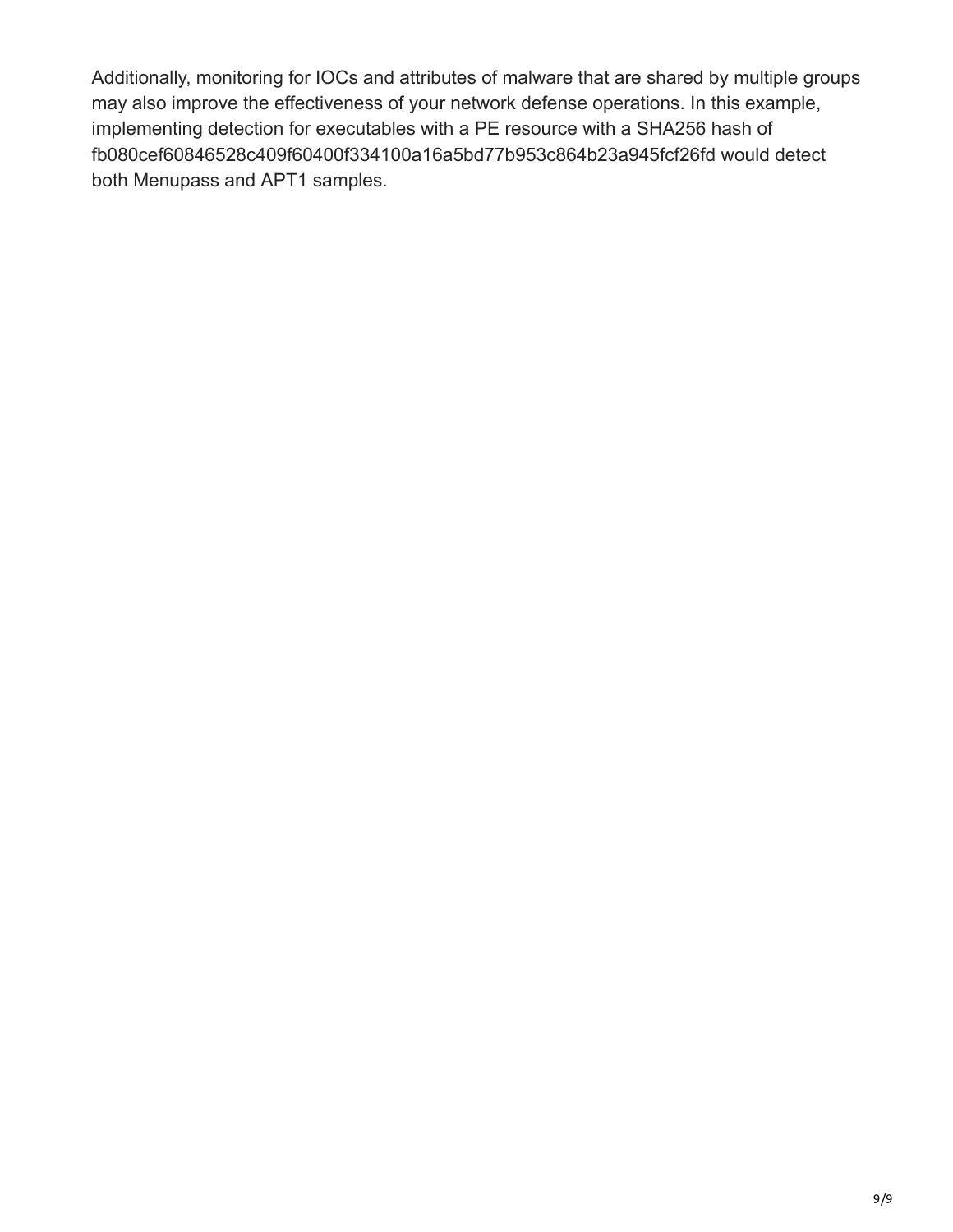Additionally, monitoring for IOCs and attributes of malware that are shared by multiple groups may also improve the effectiveness of your network defense operations. In this example, implementing detection for executables with a PE resource with a SHA256 hash of fb080cef60846528c409f60400f334100a16a5bd77b953c864b23a945fcf26fd would detect both Menupass and APT1 samples.